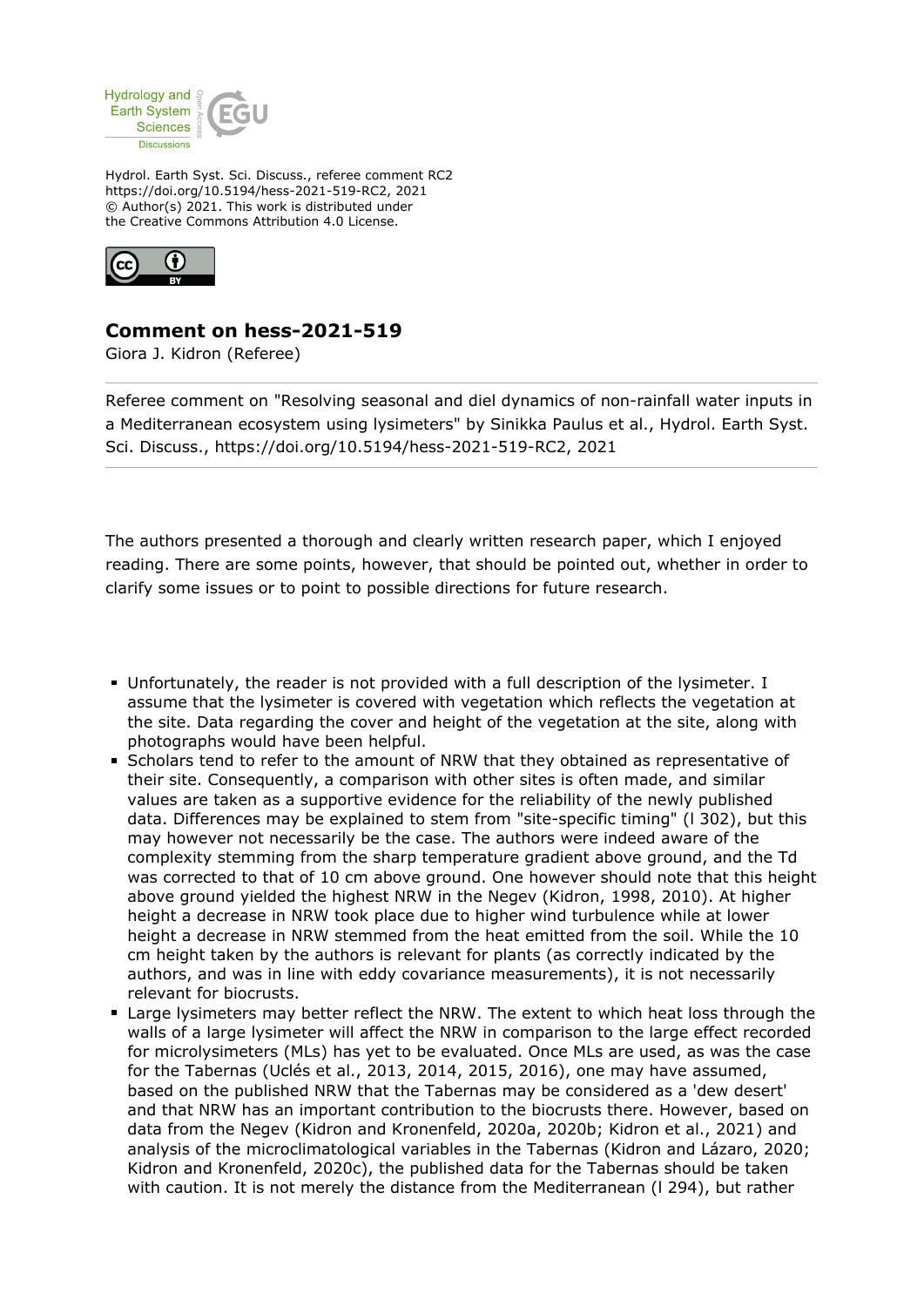Hydrol. Earth Syst. Sci. Discuss., referee comment RC2
https://doi.org/10.5194/hess-2021-519-RC2, 2021
© Author(s) 2021. This work is distributed under
the Creative Commons Attribution 4.0 License.

## Comment on hess-2021-519

Giora J. Kidron (Referee)

Referee comment on "Resolving seasonal and diel dynamics of non-rainfall water inputs in a Mediterranean ecosystem using lysimeters" by Sinikka Paulus et al., Hydrol. Earth Syst. Sci. Discuss., https://doi.org/10.5194/hess-2021-519-RC2, 2021

The authors presented a thorough and clearly written research paper, which I enjoyed reading. There are some points, however, that should be pointed out, whether in order to clarify some issues or to point to possible directions for future research.

- Unfortunately, the reader is not provided with a full description of the lysimeter. I assume that the lysimeter is covered with vegetation which reflects the vegetation at the site. Data regarding the cover and height of the vegetation at the site, along with photographs would have been helpful.
- Scholars tend to refer to the amount of NRW that they obtained as representative of their site. Consequently, a comparison with other sites is often made, and similar values are taken as a supportive evidence for the reliability of the newly published data. Differences may be explained to stem from "site-specific timing" (l 302), but this may however not necessarily be the case. The authors were indeed aware of the complexity stemming from the sharp temperature gradient above ground, and the Td was corrected to that of 10 cm above ground. One however should note that this height above ground yielded the highest NRW in the Negev (Kidron, 1998, 2010). At higher height a decrease in NRW took place due to higher wind turbulence while at lower height a decrease in NRW stemmed from the heat emitted from the soil. While the 10 cm height taken by the authors is relevant for plants (as correctly indicated by the authors, and was in line with eddy covariance measurements), it is not necessarily relevant for biocrusts.
- Large lysimeters may better reflect the NRW. The extent to which heat loss through the walls of a large lysimeter will affect the NRW in comparison to the large effect recorded for microlysimeters (MLs) has yet to be evaluated. Once MLs are used, as was the case for the Tabernas (Uclés et al., 2013, 2014, 2015, 2016), one may have assumed, based on the published NRW that the Tabernas may be considered as a 'dew desert' and that NRW has an important contribution to the biocrusts there. However, based on data from the Negev (Kidron and Kronenfeld, 2020a, 2020b; Kidron et al., 2021) and analysis of the microclimatological variables in the Tabernas (Kidron and Lázaro, 2020; Kidron and Kronenfeld, 2020c), the published data for the Tabernas should be taken with caution. It is not merely the distance from the Mediterranean (l 294), but rather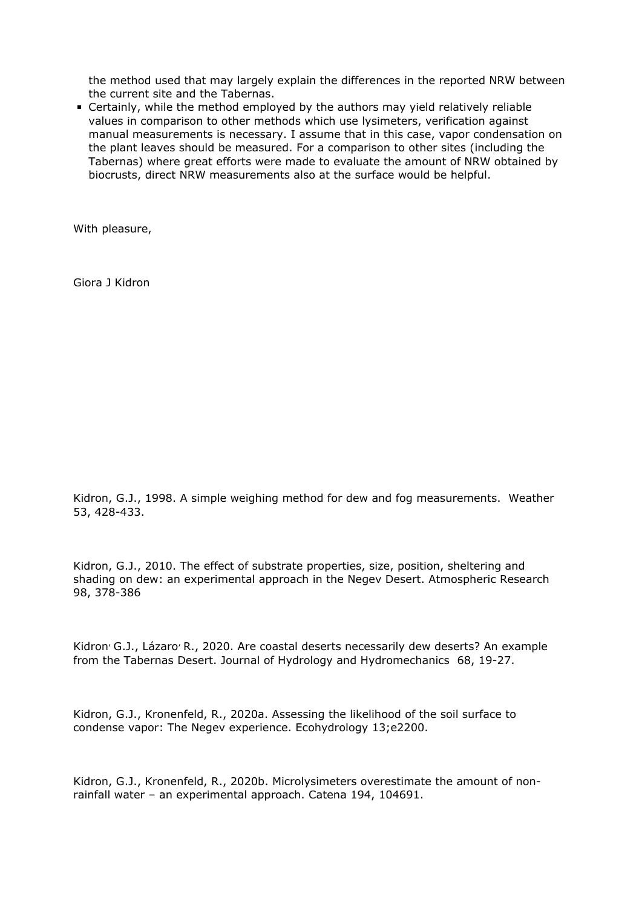the method used that may largely explain the differences in the reported NRW between the current site and the Tabernas.

- Certainly, while the method employed by the authors may yield relatively reliable values in comparison to other methods which use lysimeters, verification against manual measurements is necessary. I assume that in this case, vapor condensation on the plant leaves should be measured. For a comparison to other sites (including the Tabernas) where great efforts were made to evaluate the amount of NRW obtained by biocrusts, direct NRW measurements also at the surface would be helpful.

With pleasure,

Giora J Kidron

Kidron, G.J., 1998. A simple weighing method for dew and fog measurements. Weather 53, 428-433.

Kidron, G.J., 2010. The effect of substrate properties, size, position, sheltering and shading on dew: an experimental approach in the Negev Desert. Atmospheric Research 98, 378-386

Kidron, G.J., Lázaro, R., 2020. Are coastal deserts necessarily dew deserts? An example from the Tabernas Desert. Journal of Hydrology and Hydromechanics 68, 19-27.

Kidron, G.J., Kronenfeld, R., 2020a. Assessing the likelihood of the soil surface to condense vapor: The Negev experience. Ecohydrology 13;e2200.

Kidron, G.J., Kronenfeld, R., 2020b. Microlysimeters overestimate the amount of non-rainfall water – an experimental approach. Catena 194, 104691.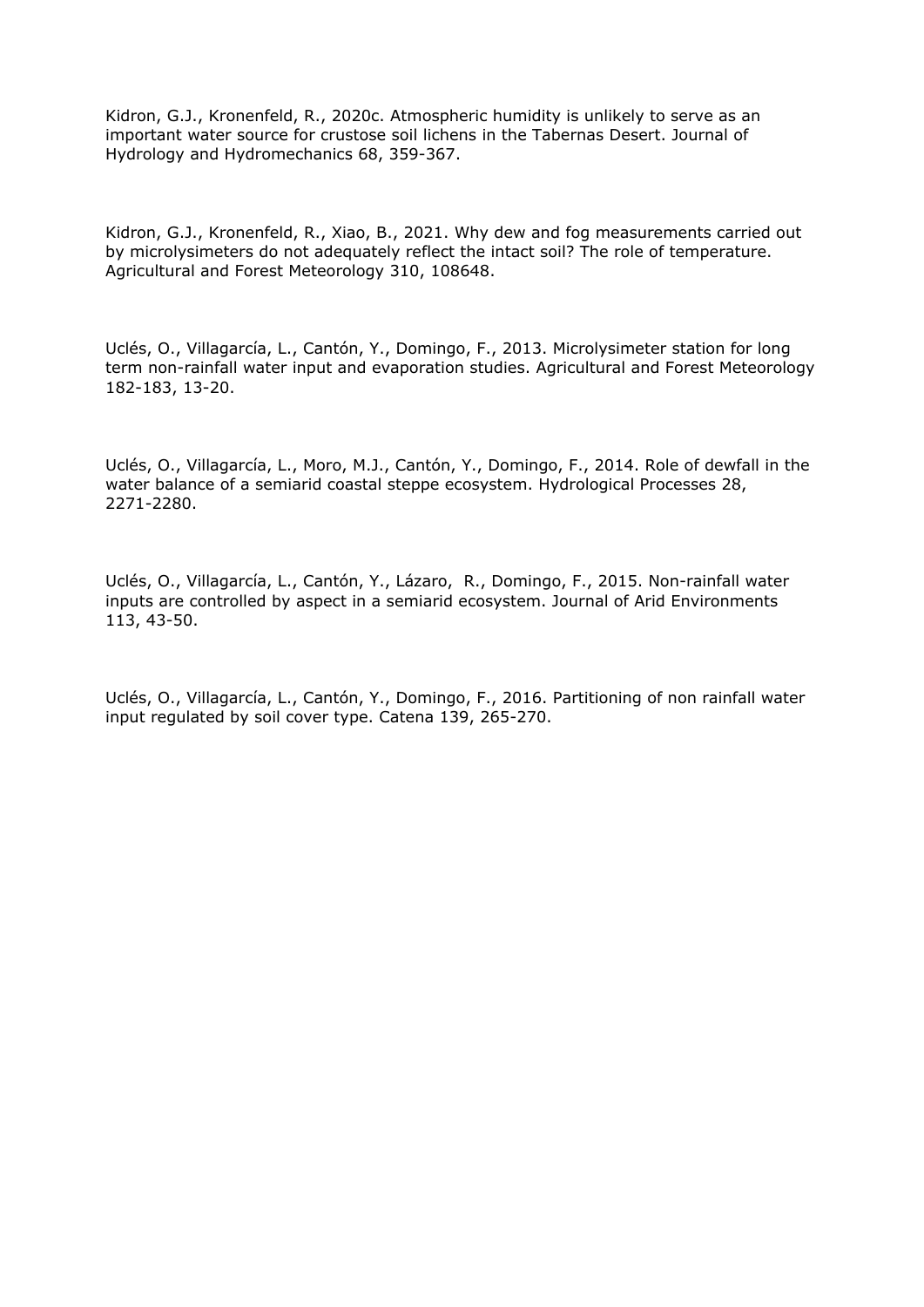Kidron, G.J., Kronenfeld, R., 2020c. Atmospheric humidity is unlikely to serve as an important water source for crustose soil lichens in the Tabernas Desert. Journal of Hydrology and Hydromechanics 68, 359-367.

Kidron, G.J., Kronenfeld, R., Xiao, B., 2021. Why dew and fog measurements carried out by microlysimeters do not adequately reflect the intact soil? The role of temperature. Agricultural and Forest Meteorology 310, 108648.

Uclés, O., Villagarcía, L., Cantón, Y., Domingo, F., 2013. Microlysimeter station for long term non-rainfall water input and evaporation studies. Agricultural and Forest Meteorology 182-183, 13-20.

Uclés, O., Villagarcía, L., Moro, M.J., Cantón, Y., Domingo, F., 2014. Role of dewfall in the water balance of a semiarid coastal steppe ecosystem. Hydrological Processes 28, 2271-2280.

Uclés, O., Villagarcía, L., Cantón, Y., Lázaro, R., Domingo, F., 2015. Non-rainfall water inputs are controlled by aspect in a semiarid ecosystem. Journal of Arid Environments 113, 43-50.

Uclés, O., Villagarcía, L., Cantón, Y., Domingo, F., 2016. Partitioning of non rainfall water input regulated by soil cover type. Catena 139, 265-270.